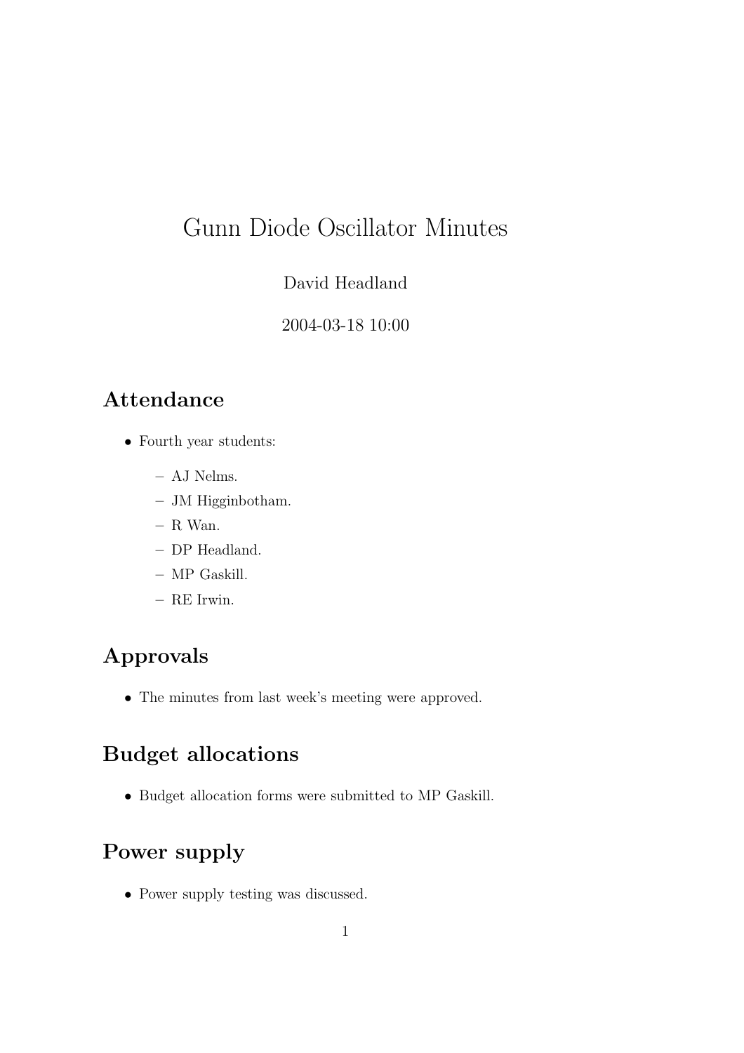# Gunn Diode Oscillator Minutes

David Headland

2004-03-18 10:00

## Attendance

- Fourth year students:
  - AJ Nelms.
  - JM Higginbotham.
  - R Wan.
  - DP Headland.
  - MP Gaskill.
  - RE Irwin.

## Approvals

- The minutes from last week's meeting were approved.

## Budget allocations

- Budget allocation forms were submitted to MP Gaskill.

## Power supply

- Power supply testing was discussed.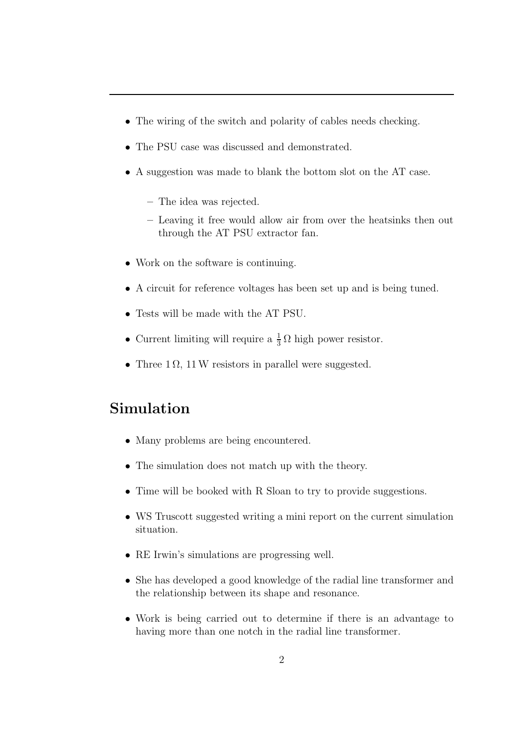- The wiring of the switch and polarity of cables needs checking.
- The PSU case was discussed and demonstrated.
- A suggestion was made to blank the bottom slot on the AT case.
  - The idea was rejected.
  - Leaving it free would allow air from over the heatsinks then out through the AT PSU extractor fan.
- Work on the software is continuing.
- A circuit for reference voltages has been set up and is being tuned.
- Tests will be made with the AT PSU.
- Current limiting will require a $\frac{1}{3}\,\Omega$ high power resistor.
- Three $1\,\Omega$, $11\,\text{W}$ resistors in parallel were suggested.

## Simulation

- Many problems are being encountered.
- The simulation does not match up with the theory.
- Time will be booked with R Sloan to try to provide suggestions.
- WS Truscott suggested writing a mini report on the current simulation situation.
- RE Irwin's simulations are progressing well.
- She has developed a good knowledge of the radial line transformer and the relationship between its shape and resonance.
- Work is being carried out to determine if there is an advantage to having more than one notch in the radial line transformer.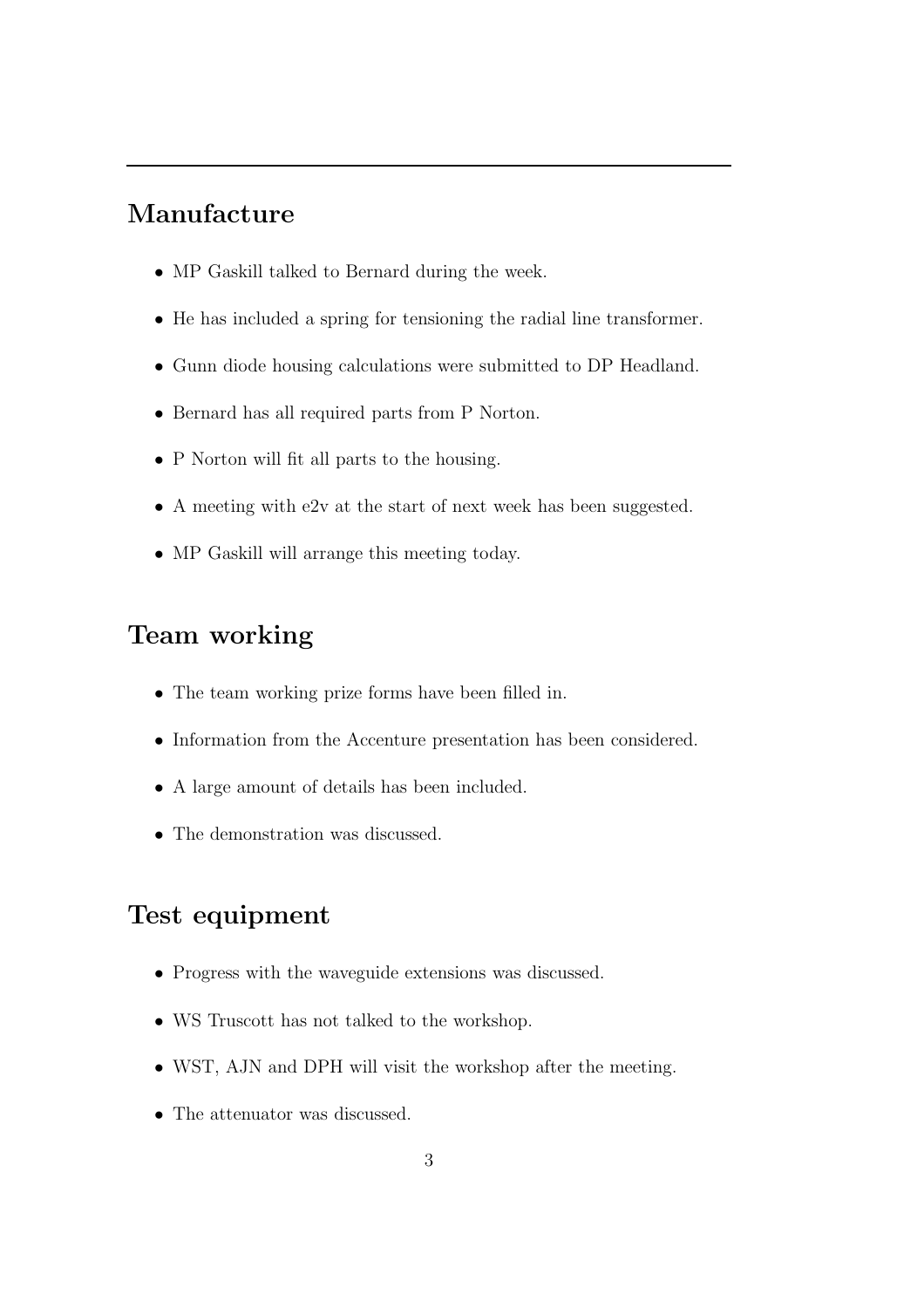## Manufacture

- MP Gaskill talked to Bernard during the week.
- He has included a spring for tensioning the radial line transformer.
- Gunn diode housing calculations were submitted to DP Headland.
- Bernard has all required parts from P Norton.
- P Norton will fit all parts to the housing.
- A meeting with e2v at the start of next week has been suggested.
- MP Gaskill will arrange this meeting today.

## Team working

- The team working prize forms have been filled in.
- Information from the Accenture presentation has been considered.
- A large amount of details has been included.
- The demonstration was discussed.

## Test equipment

- Progress with the waveguide extensions was discussed.
- WS Truscott has not talked to the workshop.
- WST, AJN and DPH will visit the workshop after the meeting.
- The attenuator was discussed.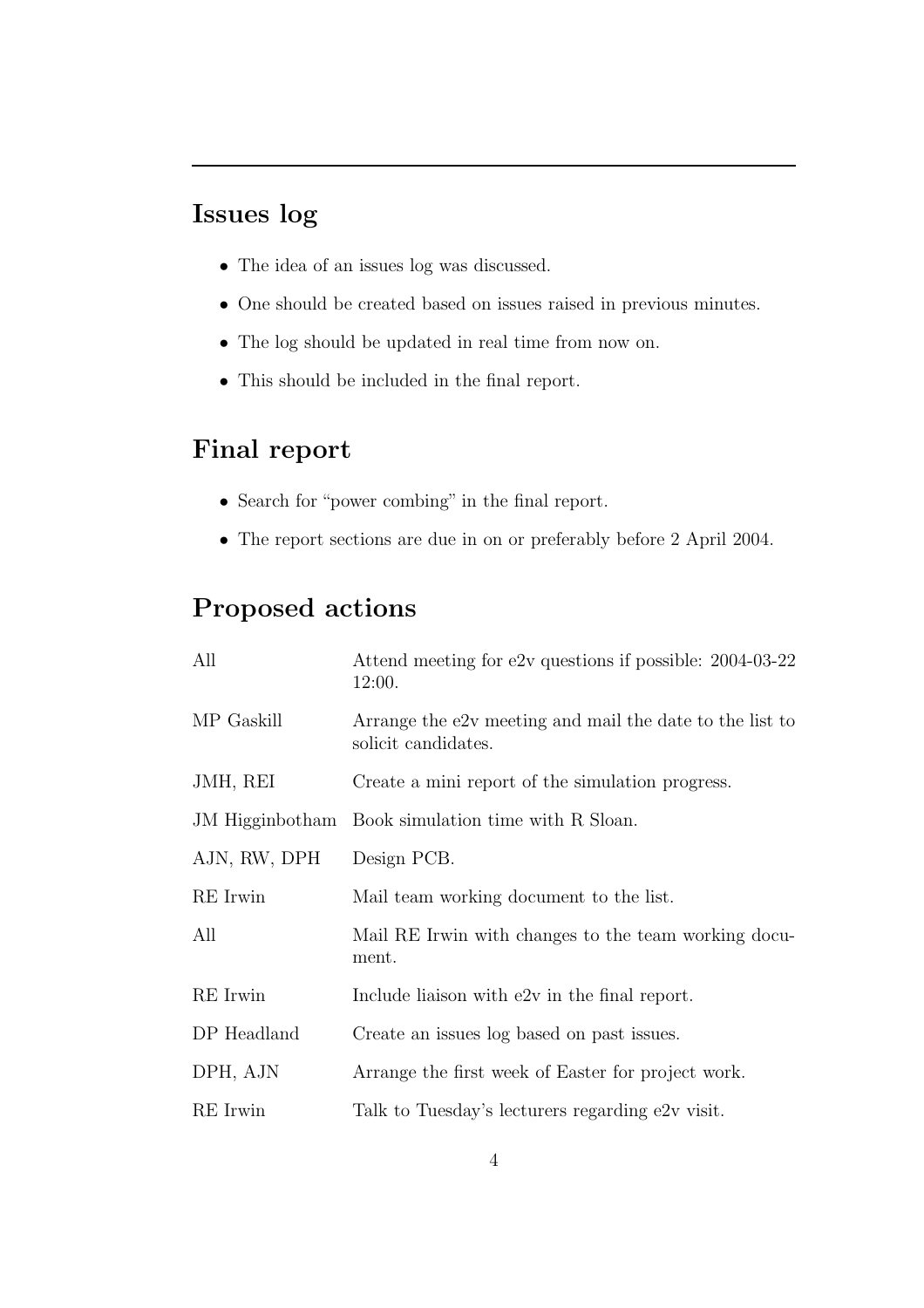## Issues log

- The idea of an issues log was discussed.
- One should be created based on issues raised in previous minutes.
- The log should be updated in real time from now on.
- This should be included in the final report.

## Final report

- Search for "power combing" in the final report.
- The report sections are due in on or preferably before 2 April 2004.

## Proposed actions

| | |
|---|---|
| All | Attend meeting for e2v questions if possible: 2004-03-22 12:00. |
| MP Gaskill | Arrange the e2v meeting and mail the date to the list to solicit candidates. |
| JMH, REI | Create a mini report of the simulation progress. |
| JM Higginbotham | Book simulation time with R Sloan. |
| AJN, RW, DPH | Design PCB. |
| RE Irwin | Mail team working document to the list. |
| All | Mail RE Irwin with changes to the team working document. |
| RE Irwin | Include liaison with e2v in the final report. |
| DP Headland | Create an issues log based on past issues. |
| DPH, AJN | Arrange the first week of Easter for project work. |
| RE Irwin | Talk to Tuesday's lecturers regarding e2v visit. |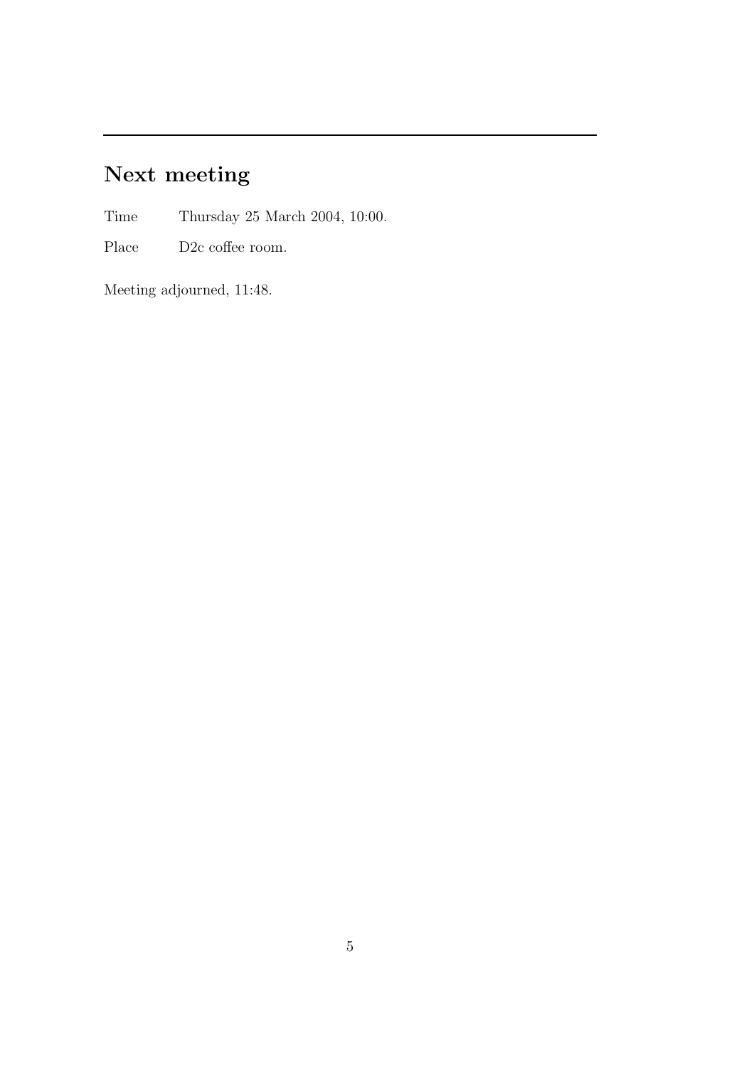---

## Next meeting

| | |
|---|---|
| Time | Thursday 25 March 2004, 10:00. |
| Place | D2c coffee room. |

Meeting adjourned, 11:48.